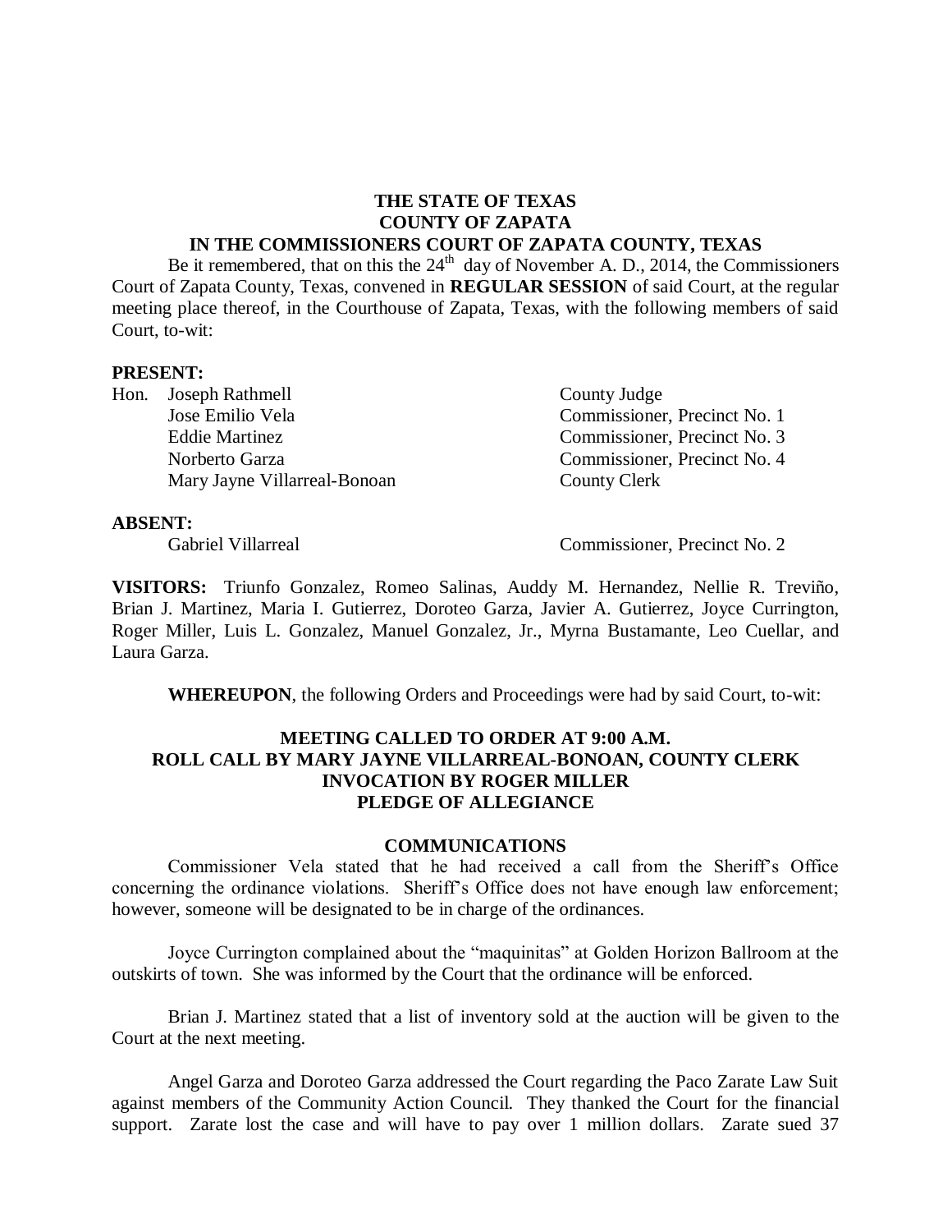**THE STATE OF TEXAS**
**COUNTY OF ZAPATA**
**IN THE COMMISSIONERS COURT OF ZAPATA COUNTY, TEXAS**

Be it remembered, that on this the 24th day of November A. D., 2014, the Commissioners Court of Zapata County, Texas, convened in **REGULAR SESSION** of said Court, at the regular meeting place thereof, in the Courthouse of Zapata, Texas, with the following members of said Court, to-wit:

**PRESENT:**

| | |
|---|---|
| Hon. Joseph Rathmell | County Judge |
| Jose Emilio Vela | Commissioner, Precinct No. 1 |
| Eddie Martinez | Commissioner, Precinct No. 3 |
| Norberto Garza | Commissioner, Precinct No. 4 |
| Mary Jayne Villarreal-Bonoan | County Clerk |

**ABSENT:**

| | |
|---|---|
| Gabriel Villarreal | Commissioner, Precinct No. 2 |

**VISITORS:** Triunfo Gonzalez, Romeo Salinas, Auddy M. Hernandez, Nellie R. Treviño, Brian J. Martinez, Maria I. Gutierrez, Doroteo Garza, Javier A. Gutierrez, Joyce Currington, Roger Miller, Luis L. Gonzalez, Manuel Gonzalez, Jr., Myrna Bustamante, Leo Cuellar, and Laura Garza.

**WHEREUPON**, the following Orders and Proceedings were had by said Court, to-wit:

**MEETING CALLED TO ORDER AT 9:00 A.M.**
**ROLL CALL BY MARY JAYNE VILLARREAL-BONOAN, COUNTY CLERK**
**INVOCATION BY ROGER MILLER**
**PLEDGE OF ALLEGIANCE**

**COMMUNICATIONS**

Commissioner Vela stated that he had received a call from the Sheriff's Office concerning the ordinance violations. Sheriff's Office does not have enough law enforcement; however, someone will be designated to be in charge of the ordinances.

Joyce Currington complained about the "maquinitas" at Golden Horizon Ballroom at the outskirts of town. She was informed by the Court that the ordinance will be enforced.

Brian J. Martinez stated that a list of inventory sold at the auction will be given to the Court at the next meeting.

Angel Garza and Doroteo Garza addressed the Court regarding the Paco Zarate Law Suit against members of the Community Action Council. They thanked the Court for the financial support. Zarate lost the case and will have to pay over 1 million dollars. Zarate sued 37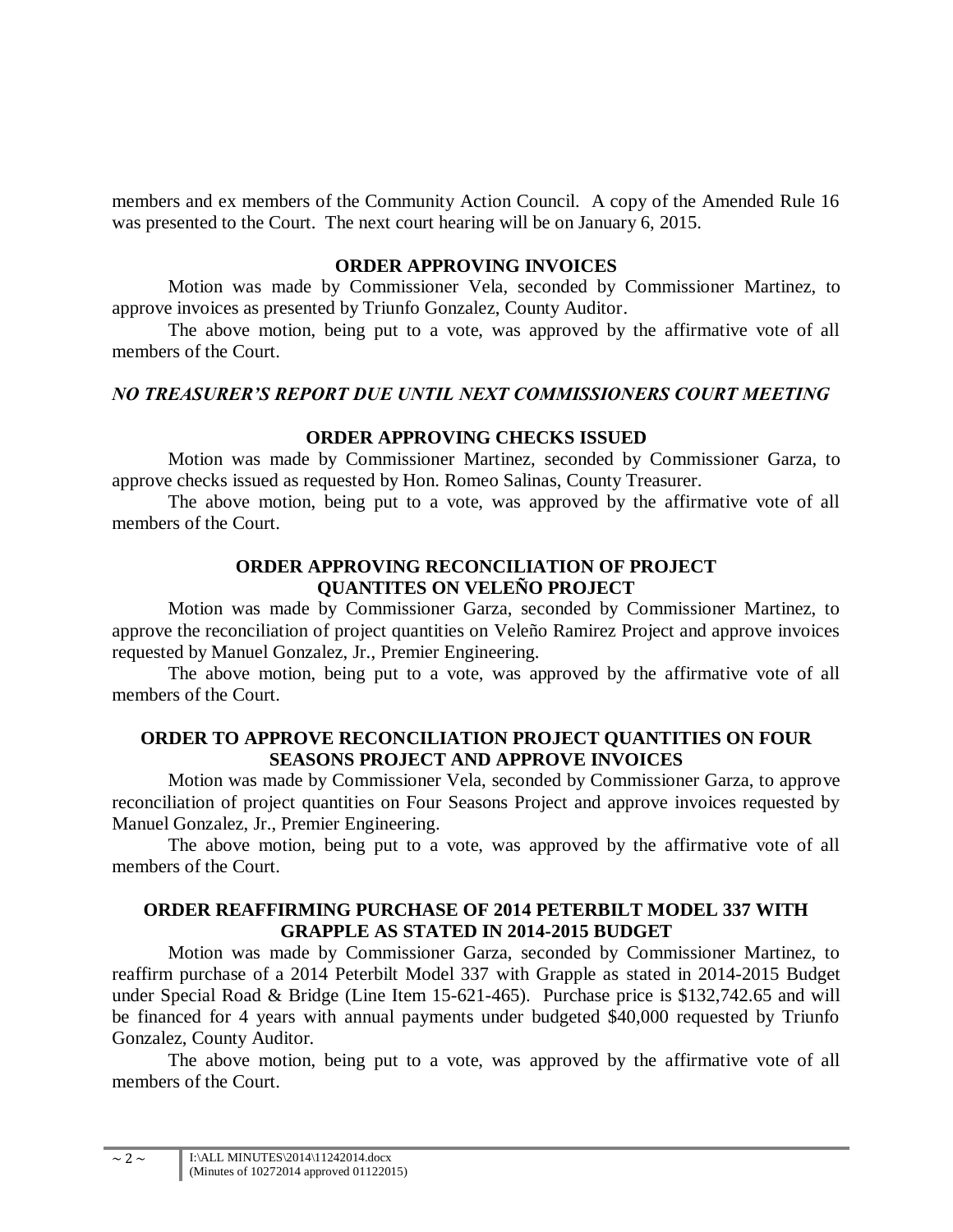members and ex members of the Community Action Council. A copy of the Amended Rule 16 was presented to the Court. The next court hearing will be on January 6, 2015.

**ORDER APPROVING INVOICES**

Motion was made by Commissioner Vela, seconded by Commissioner Martinez, to approve invoices as presented by Triunfo Gonzalez, County Auditor.

The above motion, being put to a vote, was approved by the affirmative vote of all members of the Court.

***NO TREASURER'S REPORT DUE UNTIL NEXT COMMISSIONERS COURT MEETING***

**ORDER APPROVING CHECKS ISSUED**

Motion was made by Commissioner Martinez, seconded by Commissioner Garza, to approve checks issued as requested by Hon. Romeo Salinas, County Treasurer.

The above motion, being put to a vote, was approved by the affirmative vote of all members of the Court.

**ORDER APPROVING RECONCILIATION OF PROJECT QUANTITES ON VELEÑO PROJECT**

Motion was made by Commissioner Garza, seconded by Commissioner Martinez, to approve the reconciliation of project quantities on Veleño Ramirez Project and approve invoices requested by Manuel Gonzalez, Jr., Premier Engineering.

The above motion, being put to a vote, was approved by the affirmative vote of all members of the Court.

**ORDER TO APPROVE RECONCILIATION PROJECT QUANTITIES ON FOUR SEASONS PROJECT AND APPROVE INVOICES**

Motion was made by Commissioner Vela, seconded by Commissioner Garza, to approve reconciliation of project quantities on Four Seasons Project and approve invoices requested by Manuel Gonzalez, Jr., Premier Engineering.

The above motion, being put to a vote, was approved by the affirmative vote of all members of the Court.

**ORDER REAFFIRMING PURCHASE OF 2014 PETERBILT MODEL 337 WITH GRAPPLE AS STATED IN 2014-2015 BUDGET**

Motion was made by Commissioner Garza, seconded by Commissioner Martinez, to reaffirm purchase of a 2014 Peterbilt Model 337 with Grapple as stated in 2014-2015 Budget under Special Road & Bridge (Line Item 15-621-465). Purchase price is $132,742.65 and will be financed for 4 years with annual payments under budgeted $40,000 requested by Triunfo Gonzalez, County Auditor.

The above motion, being put to a vote, was approved by the affirmative vote of all members of the Court.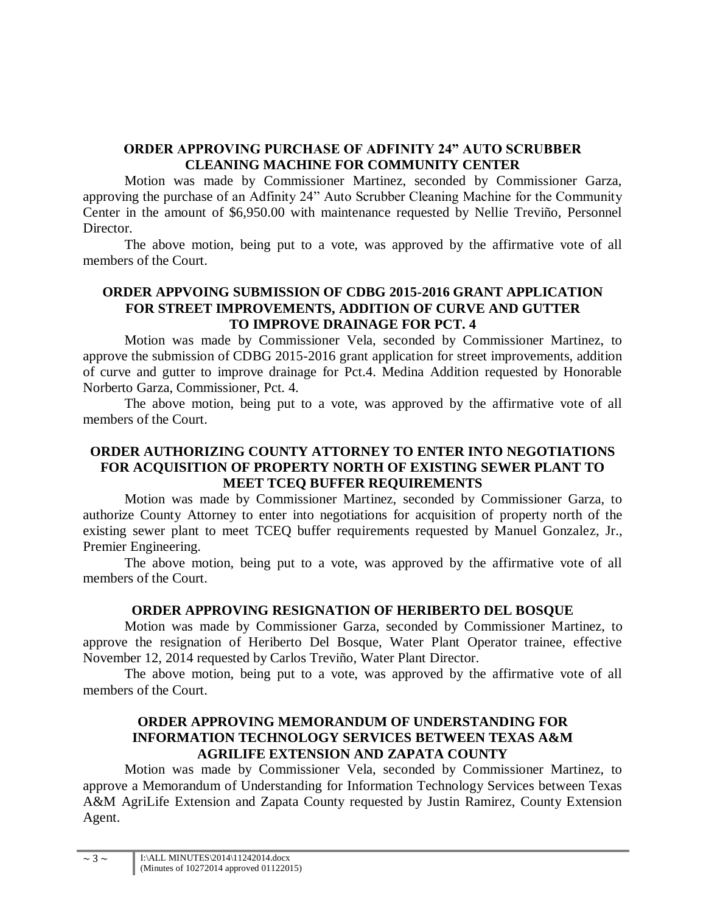**ORDER APPROVING PURCHASE OF ADFINITY 24" AUTO SCRUBBER CLEANING MACHINE FOR COMMUNITY CENTER**

Motion was made by Commissioner Martinez, seconded by Commissioner Garza, approving the purchase of an Adfinity 24" Auto Scrubber Cleaning Machine for the Community Center in the amount of $6,950.00 with maintenance requested by Nellie Treviño, Personnel Director.

The above motion, being put to a vote, was approved by the affirmative vote of all members of the Court.

**ORDER APPVOING SUBMISSION OF CDBG 2015-2016 GRANT APPLICATION FOR STREET IMPROVEMENTS, ADDITION OF CURVE AND GUTTER TO IMPROVE DRAINAGE FOR PCT. 4**

Motion was made by Commissioner Vela, seconded by Commissioner Martinez, to approve the submission of CDBG 2015-2016 grant application for street improvements, addition of curve and gutter to improve drainage for Pct.4. Medina Addition requested by Honorable Norberto Garza, Commissioner, Pct. 4.

The above motion, being put to a vote, was approved by the affirmative vote of all members of the Court.

**ORDER AUTHORIZING COUNTY ATTORNEY TO ENTER INTO NEGOTIATIONS FOR ACQUISITION OF PROPERTY NORTH OF EXISTING SEWER PLANT TO MEET TCEQ BUFFER REQUIREMENTS**

Motion was made by Commissioner Martinez, seconded by Commissioner Garza, to authorize County Attorney to enter into negotiations for acquisition of property north of the existing sewer plant to meet TCEQ buffer requirements requested by Manuel Gonzalez, Jr., Premier Engineering.

The above motion, being put to a vote, was approved by the affirmative vote of all members of the Court.

**ORDER APPROVING RESIGNATION OF HERIBERTO DEL BOSQUE**

Motion was made by Commissioner Garza, seconded by Commissioner Martinez, to approve the resignation of Heriberto Del Bosque, Water Plant Operator trainee, effective November 12, 2014 requested by Carlos Treviño, Water Plant Director.

The above motion, being put to a vote, was approved by the affirmative vote of all members of the Court.

**ORDER APPROVING MEMORANDUM OF UNDERSTANDING FOR INFORMATION TECHNOLOGY SERVICES BETWEEN TEXAS A&M AGRILIFE EXTENSION AND ZAPATA COUNTY**

Motion was made by Commissioner Vela, seconded by Commissioner Martinez, to approve a Memorandum of Understanding for Information Technology Services between Texas A&M AgriLife Extension and Zapata County requested by Justin Ramirez, County Extension Agent.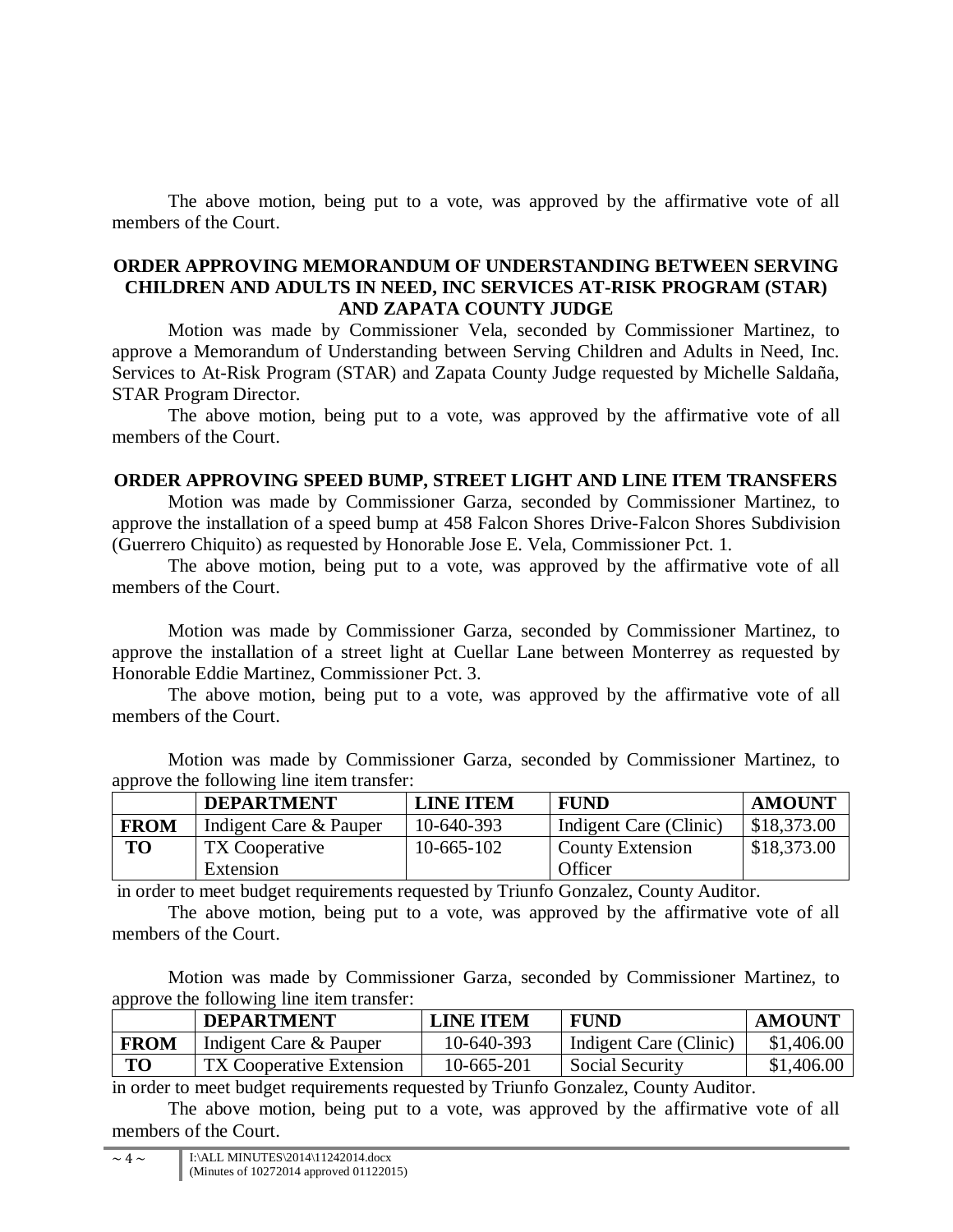The above motion, being put to a vote, was approved by the affirmative vote of all members of the Court.

**ORDER APPROVING MEMORANDUM OF UNDERSTANDING BETWEEN SERVING CHILDREN AND ADULTS IN NEED, INC SERVICES AT-RISK PROGRAM (STAR) AND ZAPATA COUNTY JUDGE**

Motion was made by Commissioner Vela, seconded by Commissioner Martinez, to approve a Memorandum of Understanding between Serving Children and Adults in Need, Inc. Services to At-Risk Program (STAR) and Zapata County Judge requested by Michelle Saldaña, STAR Program Director.

The above motion, being put to a vote, was approved by the affirmative vote of all members of the Court.

**ORDER APPROVING SPEED BUMP, STREET LIGHT AND LINE ITEM TRANSFERS**

Motion was made by Commissioner Garza, seconded by Commissioner Martinez, to approve the installation of a speed bump at 458 Falcon Shores Drive-Falcon Shores Subdivision (Guerrero Chiquito) as requested by Honorable Jose E. Vela, Commissioner Pct. 1.

The above motion, being put to a vote, was approved by the affirmative vote of all members of the Court.

Motion was made by Commissioner Garza, seconded by Commissioner Martinez, to approve the installation of a street light at Cuellar Lane between Monterrey as requested by Honorable Eddie Martinez, Commissioner Pct. 3.

The above motion, being put to a vote, was approved by the affirmative vote of all members of the Court.

Motion was made by Commissioner Garza, seconded by Commissioner Martinez, to approve the following line item transfer:

| | DEPARTMENT | LINE ITEM | FUND | AMOUNT |
|---|---|---|---|---|
| **FROM** | Indigent Care & Pauper | 10-640-393 | Indigent Care (Clinic) | $18,373.00 |
| **TO** | TX Cooperative Extension | 10-665-102 | County Extension Officer | $18,373.00 |

in order to meet budget requirements requested by Triunfo Gonzalez, County Auditor.

The above motion, being put to a vote, was approved by the affirmative vote of all members of the Court.

Motion was made by Commissioner Garza, seconded by Commissioner Martinez, to approve the following line item transfer:

| | DEPARTMENT | LINE ITEM | FUND | AMOUNT |
|---|---|---|---|---|
| **FROM** | Indigent Care & Pauper | 10-640-393 | Indigent Care (Clinic) | $1,406.00 |
| **TO** | TX Cooperative Extension | 10-665-201 | Social Security | $1,406.00 |

in order to meet budget requirements requested by Triunfo Gonzalez, County Auditor.

The above motion, being put to a vote, was approved by the affirmative vote of all members of the Court.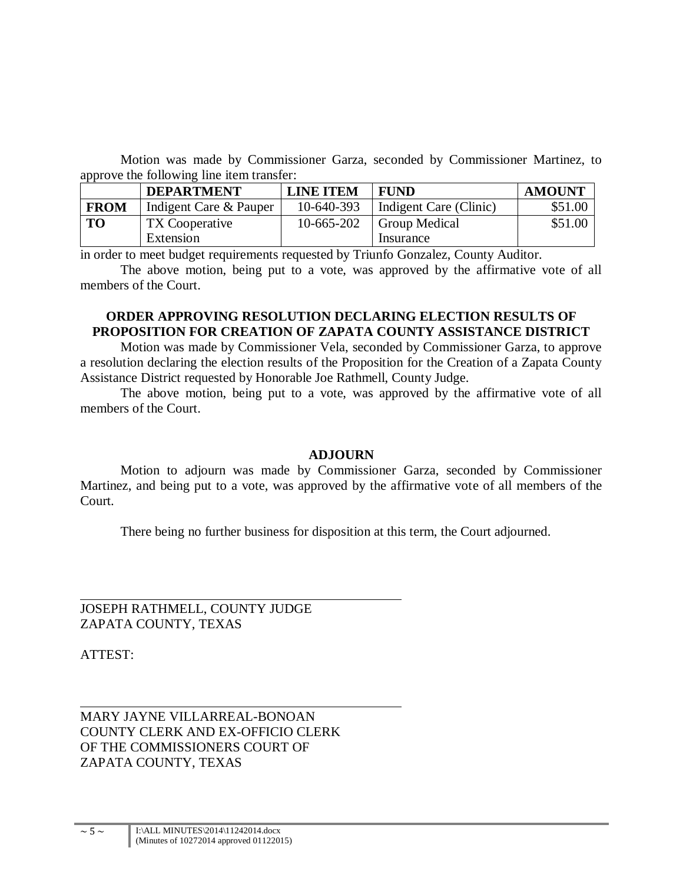Motion was made by Commissioner Garza, seconded by Commissioner Martinez, to approve the following line item transfer:

| | DEPARTMENT | LINE ITEM | FUND | AMOUNT |
|---|---|---|---|---|
| **FROM** | Indigent Care & Pauper | 10-640-393 | Indigent Care (Clinic) | $51.00 |
| **TO** | TX Cooperative Extension | 10-665-202 | Group Medical Insurance | $51.00 |

in order to meet budget requirements requested by Triunfo Gonzalez, County Auditor.

The above motion, being put to a vote, was approved by the affirmative vote of all members of the Court.

**ORDER APPROVING RESOLUTION DECLARING ELECTION RESULTS OF PROPOSITION FOR CREATION OF ZAPATA COUNTY ASSISTANCE DISTRICT**

Motion was made by Commissioner Vela, seconded by Commissioner Garza, to approve a resolution declaring the election results of the Proposition for the Creation of a Zapata County Assistance District requested by Honorable Joe Rathmell, County Judge.

The above motion, being put to a vote, was approved by the affirmative vote of all members of the Court.

**ADJOURN**

Motion to adjourn was made by Commissioner Garza, seconded by Commissioner Martinez, and being put to a vote, was approved by the affirmative vote of all members of the Court.

There being no further business for disposition at this term, the Court adjourned.

JOSEPH RATHMELL, COUNTY JUDGE
ZAPATA COUNTY, TEXAS

ATTEST:

MARY JAYNE VILLARREAL-BONOAN
COUNTY CLERK AND EX-OFFICIO CLERK
OF THE COMMISSIONERS COURT OF
ZAPATA COUNTY, TEXAS

I:\ALL MINUTES\2014\11242014.docx
(Minutes of 10272014 approved 01122015)